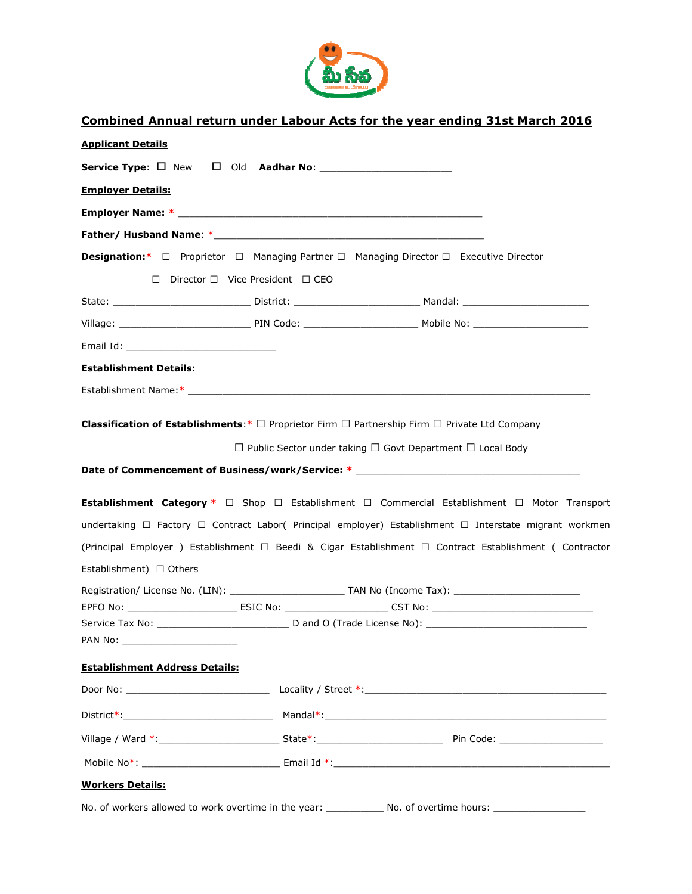## Combined Annual return under Labour Acts for the year ending 31st March 2016

**Applicant Details**

**Service Type**: ☐ New ☐ Old **Aadhar No**: ______________________

**Employer Details:**

**Employer Name:** * ___________________________________________________

**Father/ Husband Name**: *_____________________________________________

**Designation:*** ☐ Proprietor ☐ Managing Partner ☐ Managing Director ☐ Executive Director ☐ Director ☐ Vice President ☐ CEO

State: ________________________ District: ______________________ Mandal: ______________________

Village: ______________________ PIN Code: ____________________ Mobile No: ____________________

Email Id: __________________________

**Establishment Details:**

Establishment Name:* ______________________________________________________________________

**Classification of Establishments**:* ☐ Proprietor Firm ☐ Partnership Firm ☐ Private Ltd Company ☐ Public Sector under taking ☐ Govt Department ☐ Local Body

**Date of Commencement of Business/work/Service:** * _______________________________________

**Establishment Category** * ☐ Shop ☐ Establishment ☐ Commercial Establishment ☐ Motor Transport undertaking ☐ Factory ☐ Contract Labor( Principal employer) Establishment ☐ Interstate migrant workmen (Principal Employer ) Establishment ☐ Beedi & Cigar Establishment ☐ Contract Establishment ( Contractor Establishment) ☐ Others

Registration/ License No. (LIN): ____________________ TAN No (Income Tax): ______________________

EPFO No: ___________________ ESIC No: __________________ CST No: ____________________________

Service Tax No: _______________________ D and O (Trade License No): ____________________________

PAN No: ____________________

**Establishment Address Details:**

Door No: _________________________ Locality / Street *:_____________________________________________

District*:___________________________ Mandal*:_________________________________________________

Village / Ward *:_____________________ State*:______________________ Pin Code: __________________

Mobile No*: ________________________ Email Id *:_________________________________________________

**Workers Details:**

No. of workers allowed to work overtime in the year: __________ No. of overtime hours: ________________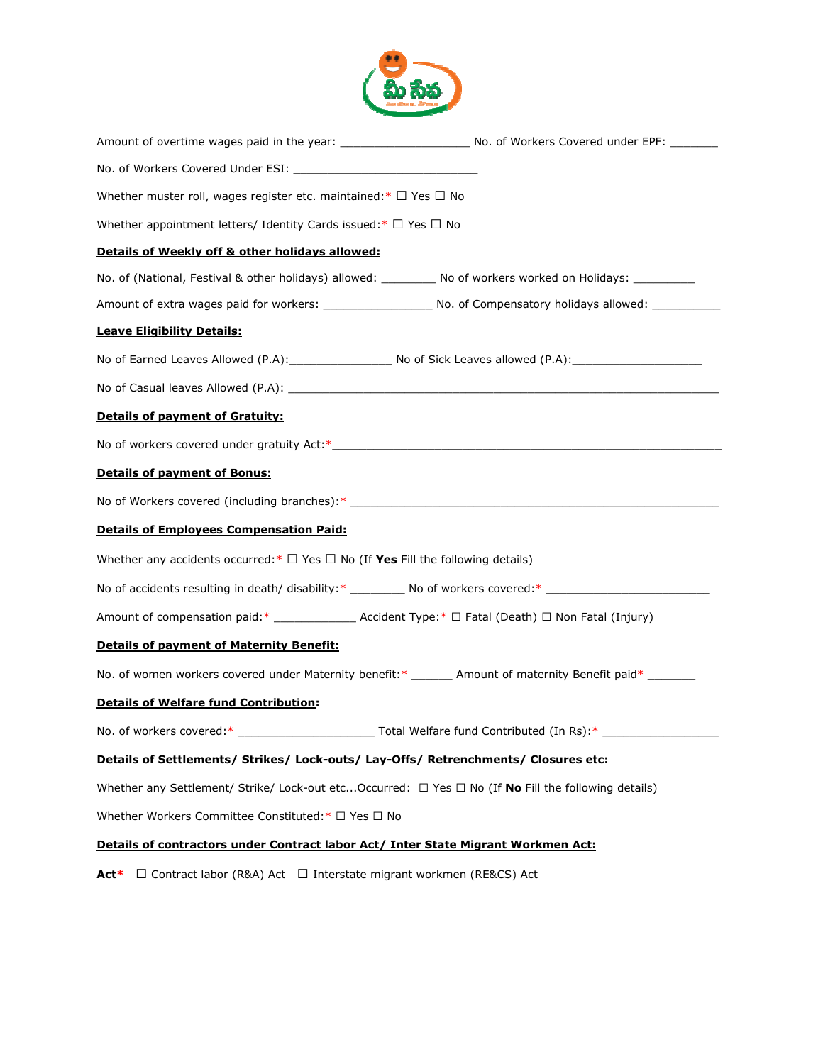Amount of overtime wages paid in the year: ____________________ No. of Workers Covered under EPF: ________

No. of Workers Covered Under ESI: _____________________________

Whether muster roll, wages register etc. maintained:* ☐ Yes ☐ No

Whether appointment letters/ Identity Cards issued:* ☐ Yes ☐ No

**Details of Weekly off & other holidays allowed:**

No. of (National, Festival & other holidays) allowed: _________ No of workers worked on Holidays: __________

Amount of extra wages paid for workers: _________________ No. of Compensatory holidays allowed: ___________

**Leave Eligibility Details:**

No of Earned Leaves Allowed (P.A):________________ No of Sick Leaves allowed (P.A):____________________

No of Casual leaves Allowed (P.A): ________________________________________________________________

**Details of payment of Gratuity:**

No of workers covered under gratuity Act:*_____________________________________________________________

**Details of payment of Bonus:**

No of Workers covered (including branches):* __________________________________________________________

**Details of Employees Compensation Paid:**

Whether any accidents occurred:* ☐ Yes ☐ No (If **Yes** Fill the following details)

No of accidents resulting in death/ disability:* _________ No of workers covered:* __________________________

Amount of compensation paid:* _____________ Accident Type:* ☐ Fatal (Death) ☐ Non Fatal (Injury)

**Details of payment of Maternity Benefit:**

No. of women workers covered under Maternity benefit:* ______ Amount of maternity Benefit paid* ________

**Details of Welfare fund Contribution:**

No. of workers covered:* _____________________ Total Welfare fund Contributed (In Rs):* __________________

**Details of Settlements/ Strikes/ Lock-outs/ Lay-Offs/ Retrenchments/ Closures etc:**

Whether any Settlement/ Strike/ Lock-out etc...Occurred: ☐ Yes ☐ No (If **No** Fill the following details)

Whether Workers Committee Constituted:* ☐ Yes ☐ No

**Details of contractors under Contract labor Act/ Inter State Migrant Workmen Act:**

**Act*** ☐ Contract labor (R&A) Act ☐ Interstate migrant workmen (RE&CS) Act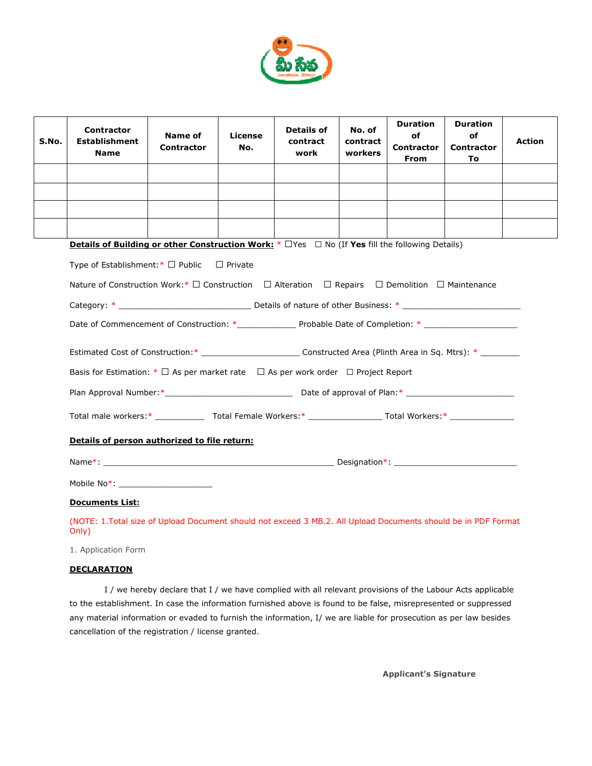| S.No. | Contractor Establishment Name | Name of Contractor | License No. | Details of contract work | No. of contract workers | Duration of Contractor From | Duration of Contractor To | Action |
|---|---|---|---|---|---|---|---|---|
| | | | | | | | | |
| | | | | | | | | |
| | | | | | | | | |
| | | | | | | | | |

**Details of Building or other Construction Work:** * ☐Yes ☐ No (If **Yes** fill the following Details)

Type of Establishment:* ☐ Public ☐ Private

Nature of Construction Work:* ☐ Construction ☐ Alteration ☐ Repairs ☐ Demolition ☐ Maintenance

Category: * ____________________________ Details of nature of other Business: * _________________________

Date of Commencement of Construction: *_____________ Probable Date of Completion: * ____________________

Estimated Cost of Construction:* _____________________ Constructed Area (Plinth Area in Sq. Mtrs): * ________

Basis for Estimation: * ☐ As per market rate ☐ As per work order ☐ Project Report

Plan Approval Number:*___________________________ Date of approval of Plan:* _______________________

Total male workers:* ___________ Total Female Workers:* ________________ Total Workers:* ______________

**Details of person authorized to file return:**

Name*: _________________________________________________ Designation*: __________________________

Mobile No*: ____________________

**Documents List:**

(NOTE: 1.Total size of Upload Document should not exceed 3 MB.2. All Upload Documents should be in PDF Format Only)

1. Application Form

**DECLARATION**

I / we hereby declare that I / we have complied with all relevant provisions of the Labour Acts applicable to the establishment. In case the information furnished above is found to be false, misrepresented or suppressed any material information or evaded to furnish the information, I/ we are liable for prosecution as per law besides cancellation of the registration / license granted.

**Applicant's Signature**